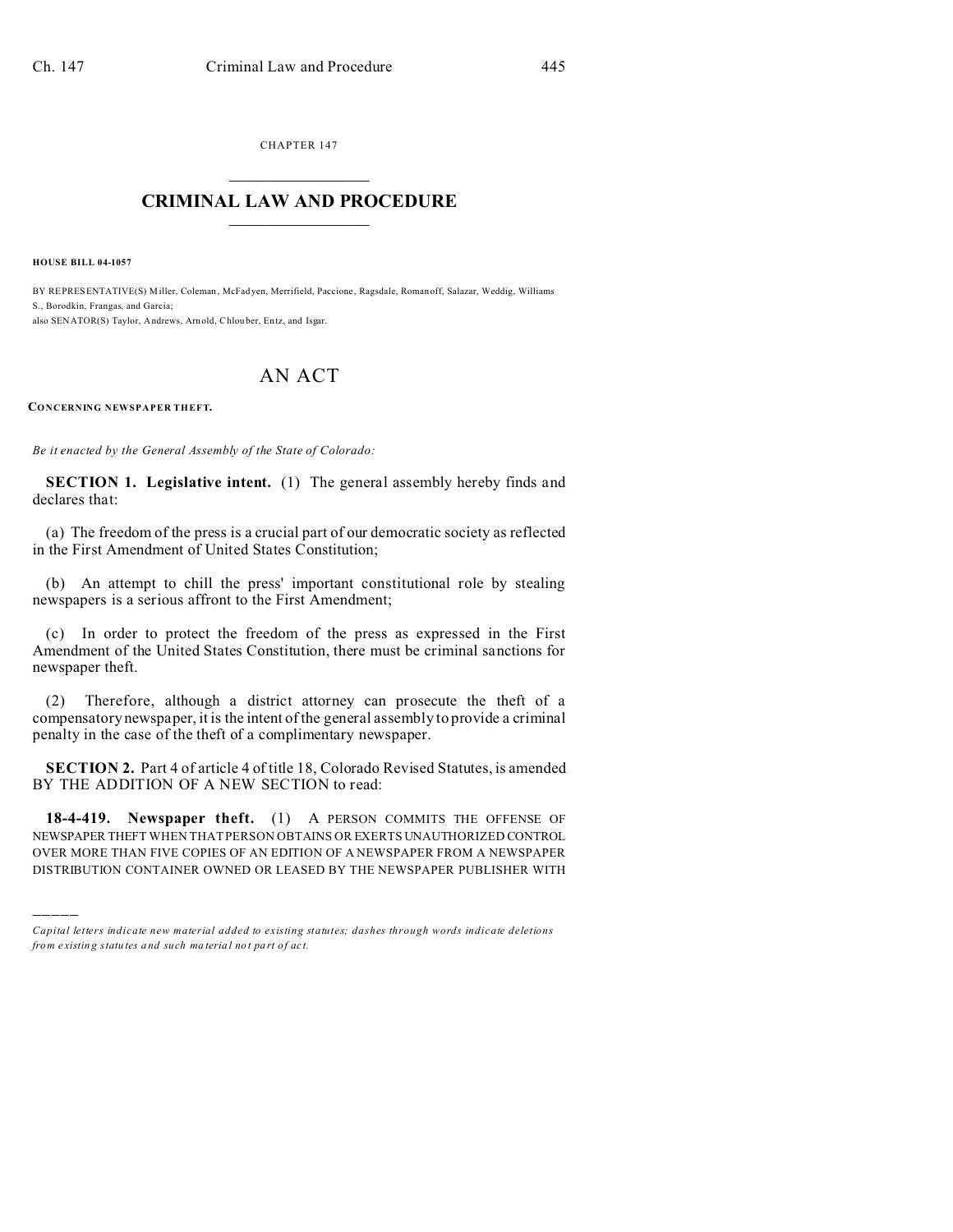CHAPTER 147

# CRIMINAL LAW AND PROCEDURE

**HOUSE BILL 04-1057**

BY REPRESENTATIVE(S) Miller, Coleman, McFadyen, Merrifield, Paccione, Ragsdale, Romanoff, Salazar, Weddig, Williams S., Borodkin, Frangas, and Garcia;
also SENATOR(S) Taylor, Andrews, Arnold, Chlouber, Entz, and Isgar.

# AN ACT

**CONCERNING NEWSPAPER THEFT.**

*Be it enacted by the General Assembly of the State of Colorado:*

**SECTION 1. Legislative intent.** (1) The general assembly hereby finds and declares that:

(a) The freedom of the press is a crucial part of our democratic society as reflected in the First Amendment of United States Constitution;

(b) An attempt to chill the press' important constitutional role by stealing newspapers is a serious affront to the First Amendment;

(c) In order to protect the freedom of the press as expressed in the First Amendment of the United States Constitution, there must be criminal sanctions for newspaper theft.

(2) Therefore, although a district attorney can prosecute the theft of a compensatory newspaper, it is the intent of the general assembly to provide a criminal penalty in the case of the theft of a complimentary newspaper.

**SECTION 2.** Part 4 of article 4 of title 18, Colorado Revised Statutes, is amended BY THE ADDITION OF A NEW SECTION to read:

**18-4-419. Newspaper theft.** (1) A PERSON COMMITS THE OFFENSE OF NEWSPAPER THEFT WHEN THAT PERSON OBTAINS OR EXERTS UNAUTHORIZED CONTROL OVER MORE THAN FIVE COPIES OF AN EDITION OF A NEWSPAPER FROM A NEWSPAPER DISTRIBUTION CONTAINER OWNED OR LEASED BY THE NEWSPAPER PUBLISHER WITH

---

*Capital letters indicate new material added to existing statutes; dashes through words indicate deletions from existing statutes and such material not part of act.*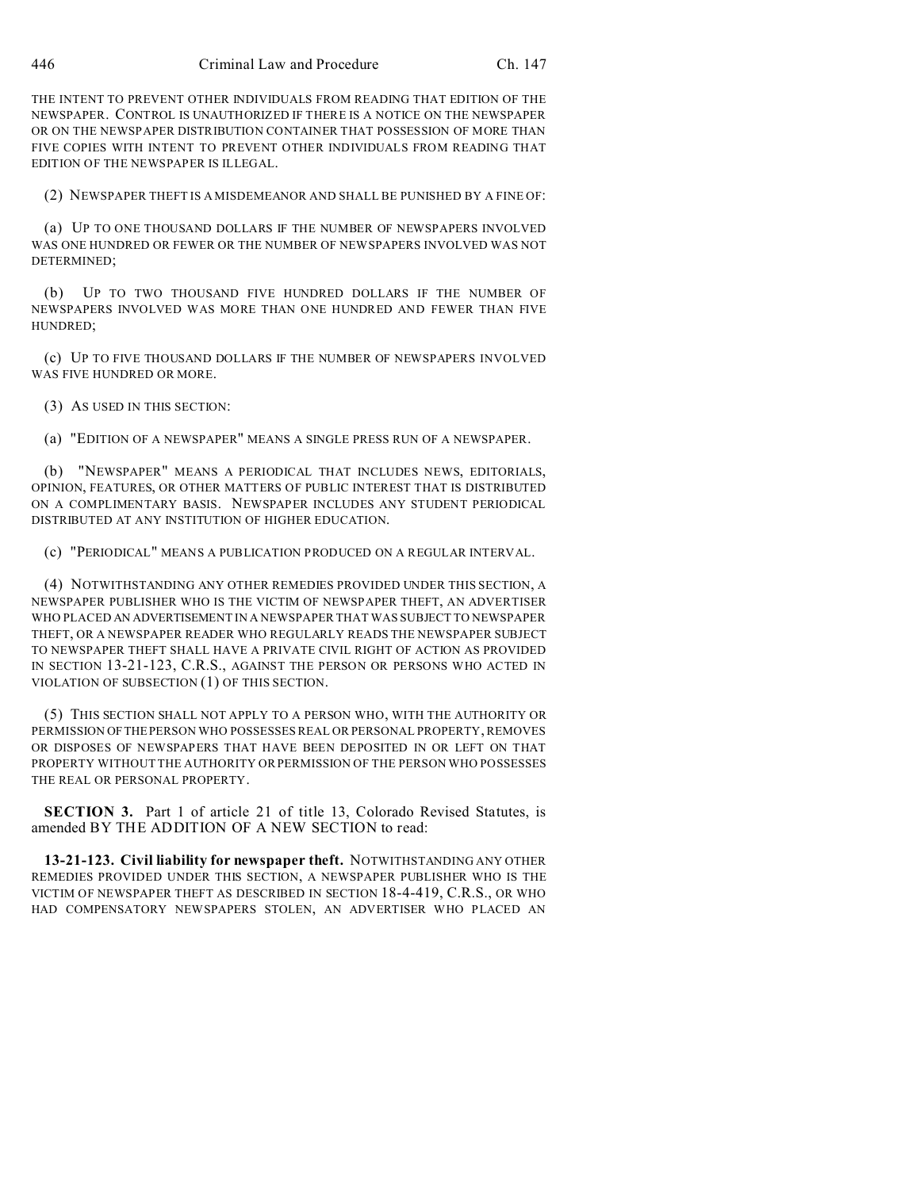THE INTENT TO PREVENT OTHER INDIVIDUALS FROM READING THAT EDITION OF THE NEWSPAPER. CONTROL IS UNAUTHORIZED IF THERE IS A NOTICE ON THE NEWSPAPER OR ON THE NEWSPAPER DISTRIBUTION CONTAINER THAT POSSESSION OF MORE THAN FIVE COPIES WITH INTENT TO PREVENT OTHER INDIVIDUALS FROM READING THAT EDITION OF THE NEWSPAPER IS ILLEGAL.

(2) NEWSPAPER THEFT IS A MISDEMEANOR AND SHALL BE PUNISHED BY A FINE OF:

(a) UP TO ONE THOUSAND DOLLARS IF THE NUMBER OF NEWSPAPERS INVOLVED WAS ONE HUNDRED OR FEWER OR THE NUMBER OF NEWSPAPERS INVOLVED WAS NOT DETERMINED;

(b) UP TO TWO THOUSAND FIVE HUNDRED DOLLARS IF THE NUMBER OF NEWSPAPERS INVOLVED WAS MORE THAN ONE HUNDRED AND FEWER THAN FIVE HUNDRED;

(c) UP TO FIVE THOUSAND DOLLARS IF THE NUMBER OF NEWSPAPERS INVOLVED WAS FIVE HUNDRED OR MORE.

(3) AS USED IN THIS SECTION:

(a) "EDITION OF A NEWSPAPER" MEANS A SINGLE PRESS RUN OF A NEWSPAPER.

(b) "NEWSPAPER" MEANS A PERIODICAL THAT INCLUDES NEWS, EDITORIALS, OPINION, FEATURES, OR OTHER MATTERS OF PUBLIC INTEREST THAT IS DISTRIBUTED ON A COMPLIMENTARY BASIS. NEWSPAPER INCLUDES ANY STUDENT PERIODICAL DISTRIBUTED AT ANY INSTITUTION OF HIGHER EDUCATION.

(c) "PERIODICAL" MEANS A PUBLICATION PRODUCED ON A REGULAR INTERVAL.

(4) NOTWITHSTANDING ANY OTHER REMEDIES PROVIDED UNDER THIS SECTION, A NEWSPAPER PUBLISHER WHO IS THE VICTIM OF NEWSPAPER THEFT, AN ADVERTISER WHO PLACED AN ADVERTISEMENT IN A NEWSPAPER THAT WAS SUBJECT TO NEWSPAPER THEFT, OR A NEWSPAPER READER WHO REGULARLY READS THE NEWSPAPER SUBJECT TO NEWSPAPER THEFT SHALL HAVE A PRIVATE CIVIL RIGHT OF ACTION AS PROVIDED IN SECTION 13-21-123, C.R.S., AGAINST THE PERSON OR PERSONS WHO ACTED IN VIOLATION OF SUBSECTION (1) OF THIS SECTION.

(5) THIS SECTION SHALL NOT APPLY TO A PERSON WHO, WITH THE AUTHORITY OR PERMISSION OF THE PERSON WHO POSSESSES REAL OR PERSONAL PROPERTY, REMOVES OR DISPOSES OF NEWSPAPERS THAT HAVE BEEN DEPOSITED IN OR LEFT ON THAT PROPERTY WITHOUT THE AUTHORITY OR PERMISSION OF THE PERSON WHO POSSESSES THE REAL OR PERSONAL PROPERTY.

**SECTION 3.** Part 1 of article 21 of title 13, Colorado Revised Statutes, is amended BY THE ADDITION OF A NEW SECTION to read:

**13-21-123. Civil liability for newspaper theft.** NOTWITHSTANDING ANY OTHER REMEDIES PROVIDED UNDER THIS SECTION, A NEWSPAPER PUBLISHER WHO IS THE VICTIM OF NEWSPAPER THEFT AS DESCRIBED IN SECTION 18-4-419, C.R.S., OR WHO HAD COMPENSATORY NEWSPAPERS STOLEN, AN ADVERTISER WHO PLACED AN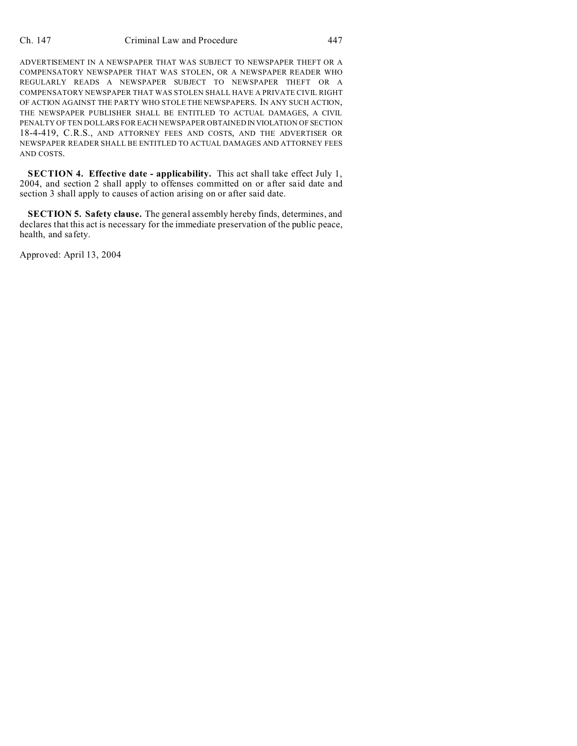ADVERTISEMENT IN A NEWSPAPER THAT WAS SUBJECT TO NEWSPAPER THEFT OR A COMPENSATORY NEWSPAPER THAT WAS STOLEN, OR A NEWSPAPER READER WHO REGULARLY READS A NEWSPAPER SUBJECT TO NEWSPAPER THEFT OR A COMPENSATORY NEWSPAPER THAT WAS STOLEN SHALL HAVE A PRIVATE CIVIL RIGHT OF ACTION AGAINST THE PARTY WHO STOLE THE NEWSPAPERS. IN ANY SUCH ACTION, THE NEWSPAPER PUBLISHER SHALL BE ENTITLED TO ACTUAL DAMAGES, A CIVIL PENALTY OF TEN DOLLARS FOR EACH NEWSPAPER OBTAINED IN VIOLATION OF SECTION 18-4-419, C.R.S., AND ATTORNEY FEES AND COSTS, AND THE ADVERTISER OR NEWSPAPER READER SHALL BE ENTITLED TO ACTUAL DAMAGES AND ATTORNEY FEES AND COSTS.

**SECTION 4. Effective date - applicability.** This act shall take effect July 1, 2004, and section 2 shall apply to offenses committed on or after said date and section 3 shall apply to causes of action arising on or after said date.

**SECTION 5. Safety clause.** The general assembly hereby finds, determines, and declares that this act is necessary for the immediate preservation of the public peace, health, and safety.

Approved: April 13, 2004